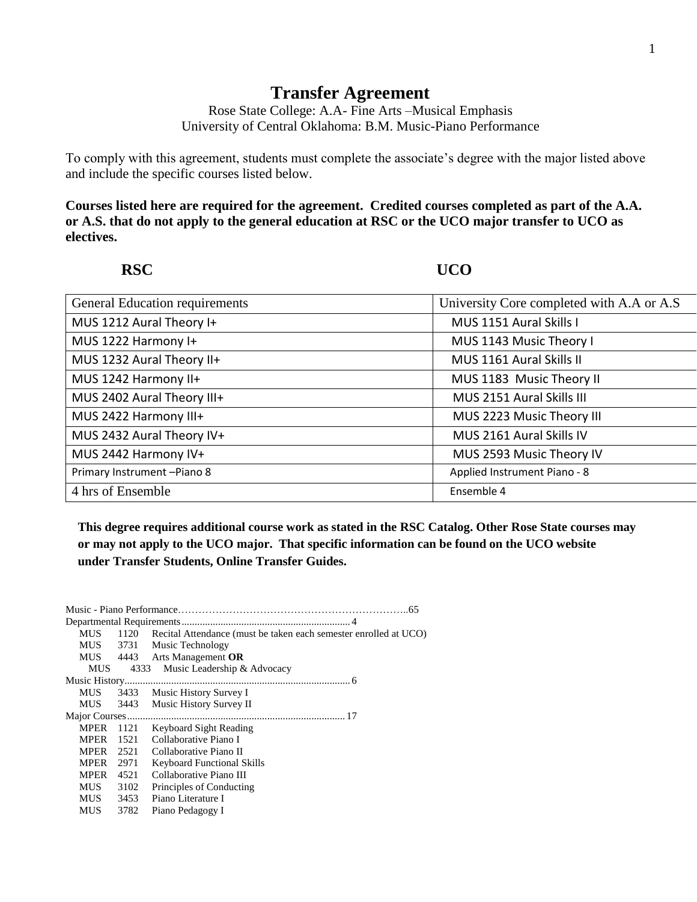# Transfer Agreement

Rose State College: A.A- Fine Arts –Musical Emphasis
University of Central Oklahoma: B.M. Music-Piano Performance

To comply with this agreement, students must complete the associate's degree with the major listed above and include the specific courses listed below.

**Courses listed here are required for the agreement. Credited courses completed as part of the A.A. or A.S. that do not apply to the general education at RSC or the UCO major transfer to UCO as electives.**

| RSC | UCO |
|---|---|
| General Education requirements | University Core completed with A.A or A.S |
| MUS 1212 Aural Theory I+ | MUS 1151 Aural Skills I |
| MUS 1222 Harmony I+ | MUS 1143 Music Theory I |
| MUS 1232 Aural Theory II+ | MUS 1161 Aural Skills II |
| MUS 1242 Harmony II+ | MUS 1183 Music Theory II |
| MUS 2402 Aural Theory III+ | MUS 2151 Aural Skills III |
| MUS 2422 Harmony III+ | MUS 2223 Music Theory III |
| MUS 2432 Aural Theory IV+ | MUS 2161 Aural Skills IV |
| MUS 2442 Harmony IV+ | MUS 2593 Music Theory IV |
| Primary Instrument –Piano 8 | Applied Instrument Piano - 8 |
| 4 hrs of Ensemble | Ensemble 4 |

**This degree requires additional course work as stated in the RSC Catalog. Other Rose State courses may or may not apply to the UCO major. That specific information can be found on the UCO website under Transfer Students, Online Transfer Guides.**

Music - Piano Performance……………………………………………………………..65

Departmental Requirements................................................................ 4

- MUS 1120 Recital Attendance (must be taken each semester enrolled at UCO)
- MUS 3731 Music Technology
- MUS 4443 Arts Management **OR**
- MUS 4333 Music Leadership & Advocacy

Music History...................................................................................... 6

- MUS 3433 Music History Survey I
- MUS 3443 Music History Survey II

Major Courses.................................................................................. 17

- MPER 1121 Keyboard Sight Reading
- MPER 1521 Collaborative Piano I
- MPER 2521 Collaborative Piano II
- MPER 2971 Keyboard Functional Skills
- MPER 4521 Collaborative Piano III
- MUS 3102 Principles of Conducting
- MUS 3453 Piano Literature I
- MUS 3782 Piano Pedagogy I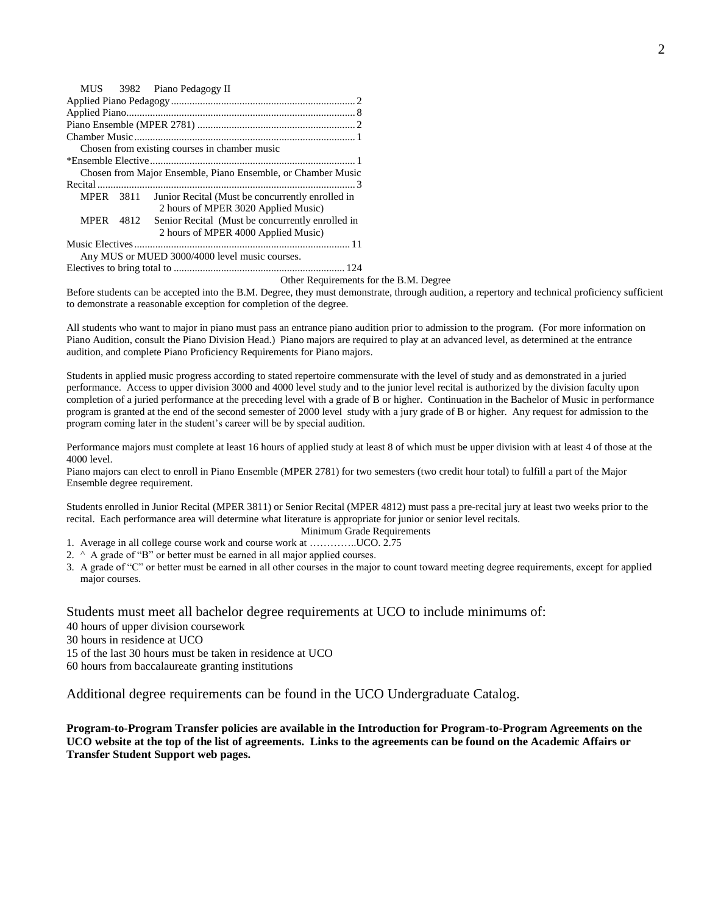MUS 3982 Piano Pedagogy II

Applied Piano Pedagogy ..................................................................... 2

Applied Piano ...................................................................................... 8

Piano Ensemble (MPER 2781) ........................................................... 2

Chamber Music ................................................................................... 1

Chosen from existing courses in chamber music

*Ensemble Elective ............................................................................. 1

Chosen from Major Ensemble, Piano Ensemble, or Chamber Music

Recital .................................................................................................. 3

MPER 3811 Junior Recital (Must be concurrently enrolled in 2 hours of MPER 3020 Applied Music)

MPER 4812 Senior Recital (Must be concurrently enrolled in 2 hours of MPER 4000 Applied Music)

Music Electives .................................................................................. 11

Any MUS or MUED 3000/4000 level music courses.

Electives to bring total to ................................................................ 124

Other Requirements for the B.M. Degree

Before students can be accepted into the B.M. Degree, they must demonstrate, through audition, a repertory and technical proficiency sufficient to demonstrate a reasonable exception for completion of the degree.

All students who want to major in piano must pass an entrance piano audition prior to admission to the program. (For more information on Piano Audition, consult the Piano Division Head.) Piano majors are required to play at an advanced level, as determined at the entrance audition, and complete Piano Proficiency Requirements for Piano majors.

Students in applied music progress according to stated repertoire commensurate with the level of study and as demonstrated in a juried performance. Access to upper division 3000 and 4000 level study and to the junior level recital is authorized by the division faculty upon completion of a juried performance at the preceding level with a grade of B or higher. Continuation in the Bachelor of Music in performance program is granted at the end of the second semester of 2000 level study with a jury grade of B or higher. Any request for admission to the program coming later in the student's career will be by special audition.

Performance majors must complete at least 16 hours of applied study at least 8 of which must be upper division with at least 4 of those at the 4000 level.

Piano majors can elect to enroll in Piano Ensemble (MPER 2781) for two semesters (two credit hour total) to fulfill a part of the Major Ensemble degree requirement.

Students enrolled in Junior Recital (MPER 3811) or Senior Recital (MPER 4812) must pass a pre-recital jury at least two weeks prior to the recital. Each performance area will determine what literature is appropriate for junior or senior level recitals.

Minimum Grade Requirements

1. Average in all college course work and course work at …………..UCO. 2.75
2. ^ A grade of "B" or better must be earned in all major applied courses.
3. A grade of "C" or better must be earned in all other courses in the major to count toward meeting degree requirements, except for applied major courses.

Students must meet all bachelor degree requirements at UCO to include minimums of:

40 hours of upper division coursework

30 hours in residence at UCO

15 of the last 30 hours must be taken in residence at UCO

60 hours from baccalaureate granting institutions

Additional degree requirements can be found in the UCO Undergraduate Catalog.

**Program-to-Program Transfer policies are available in the Introduction for Program-to-Program Agreements on the UCO website at the top of the list of agreements. Links to the agreements can be found on the Academic Affairs or Transfer Student Support web pages.**